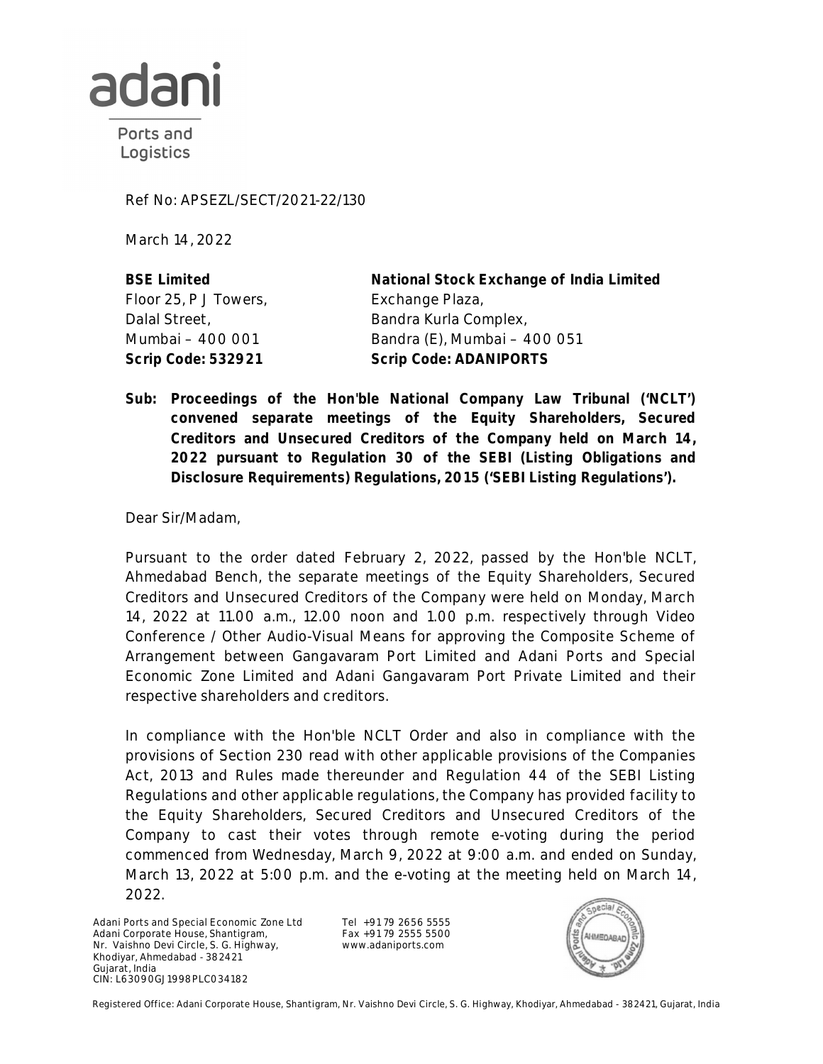Ref No: APSEZL/SECT/2021-22/130

March 14, 2022

| | |
|---|---|
| **BSE Limited** | **National Stock Exchange of India Limited** |
| Floor 25, P J Towers, | Exchange Plaza, |
| Dalal Street, | Bandra Kurla Complex, |
| Mumbai – 400 001 | Bandra (E), Mumbai – 400 051 |
| **Scrip Code: 532921** | **Scrip Code: ADANIPORTS** |

**Sub: Proceedings of the Hon'ble National Company Law Tribunal ('NCLT') convened separate meetings of the Equity Shareholders, Secured Creditors and Unsecured Creditors of the Company held on March 14, 2022 pursuant to Regulation 30 of the SEBI (Listing Obligations and Disclosure Requirements) Regulations, 2015 ('SEBI Listing Regulations').**

Dear Sir/Madam,

Pursuant to the order dated February 2, 2022, passed by the Hon'ble NCLT, Ahmedabad Bench, the separate meetings of the Equity Shareholders, Secured Creditors and Unsecured Creditors of the Company were held on Monday, March 14, 2022 at 11.00 a.m., 12.00 noon and 1.00 p.m. respectively through Video Conference / Other Audio-Visual Means for approving the Composite Scheme of Arrangement between Gangavaram Port Limited and Adani Ports and Special Economic Zone Limited and Adani Gangavaram Port Private Limited and their respective shareholders and creditors.

In compliance with the Hon'ble NCLT Order and also in compliance with the provisions of Section 230 read with other applicable provisions of the Companies Act, 2013 and Rules made thereunder and Regulation 44 of the SEBI Listing Regulations and other applicable regulations, the Company has provided facility to the Equity Shareholders, Secured Creditors and Unsecured Creditors of the Company to cast their votes through remote e-voting during the period commenced from Wednesday, March 9, 2022 at 9:00 a.m. and ended on Sunday, March 13, 2022 at 5:00 p.m. and the e-voting at the meeting held on March 14, 2022.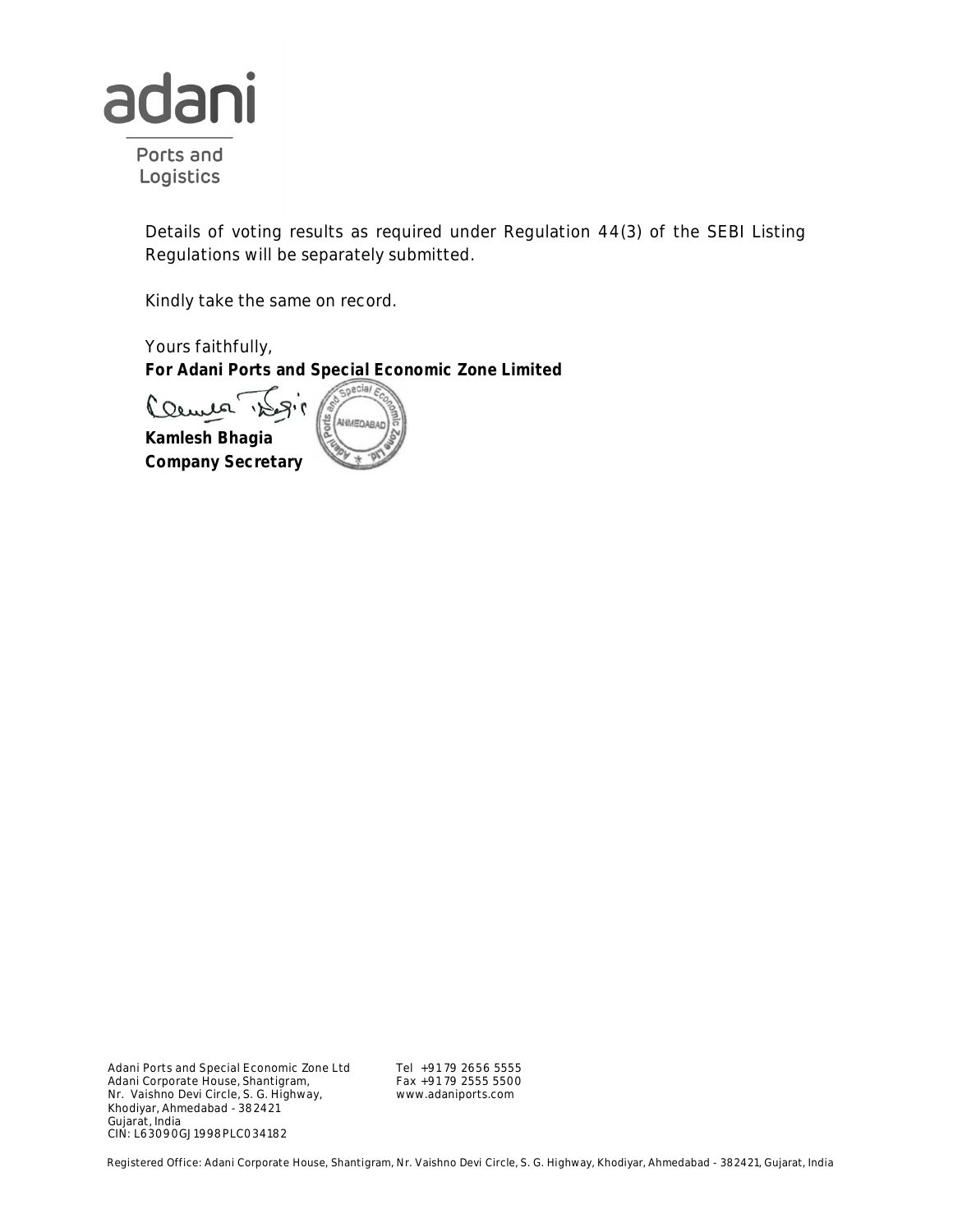Details of voting results as required under Regulation 44(3) of the SEBI Listing Regulations will be separately submitted.

Kindly take the same on record.

Yours faithfully,
**For Adani Ports and Special Economic Zone Limited**

**Kamlesh Bhagia**
**Company Secretary**

Adani Ports and Special Economic Zone Ltd
Adani Corporate House, Shantigram,
Nr. Vaishno Devi Circle, S. G. Highway,
Khodiyar, Ahmedabad - 382421
Gujarat, India
CIN: L63090GJ1998PLC034182

Tel +91 79 2656 5555
Fax +91 79 2555 5500
www.adaniports.com

Registered Office: Adani Corporate House, Shantigram, Nr. Vaishno Devi Circle, S. G. Highway, Khodiyar, Ahmedabad - 382421, Gujarat, India